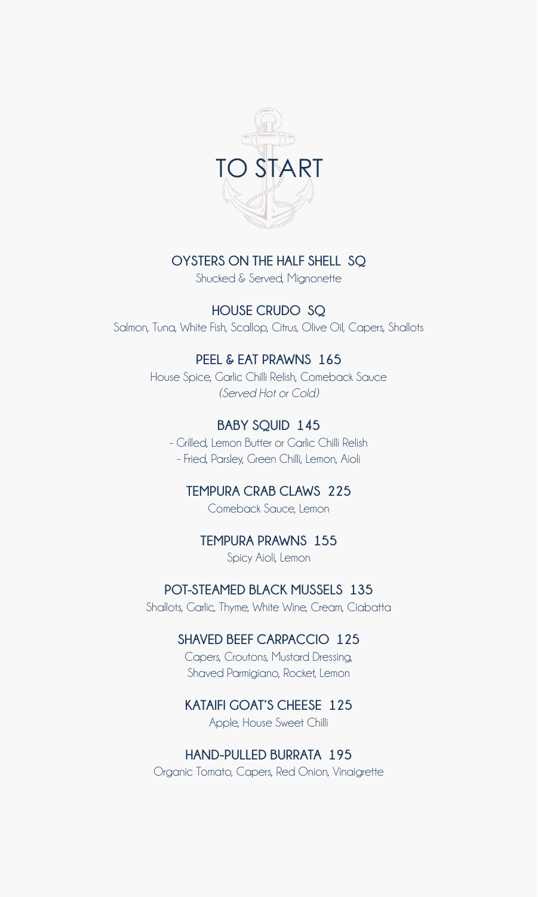# TO START

**OYSTERS ON THE HALF SHELL SQ**

Shucked & Served, Mignonette

**HOUSE CRUDO SQ**

Salmon, Tuna, White Fish, Scallop, Citrus, Olive Oil, Capers, Shallots

**PEEL & EAT PRAWNS 165**

House Spice, Garlic Chilli Relish, Comeback Sauce

*(Served Hot or Cold)*

**BABY SQUID 145**

- Grilled, Lemon Butter or Garlic Chilli Relish
- Fried, Parsley, Green Chilli, Lemon, Aioli

**TEMPURA CRAB CLAWS 225**

Comeback Sauce, Lemon

**TEMPURA PRAWNS 155**

Spicy Aioli, Lemon

**POT-STEAMED BLACK MUSSELS 135**

Shallots, Garlic, Thyme, White Wine, Cream, Ciabatta

**SHAVED BEEF CARPACCIO 125**

Capers, Croutons, Mustard Dressing, Shaved Parmigiano, Rocket, Lemon

**KATAIFI GOAT'S CHEESE 125**

Apple, House Sweet Chilli

**HAND-PULLED BURRATA 195**

Organic Tomato, Capers, Red Onion, Vinaigrette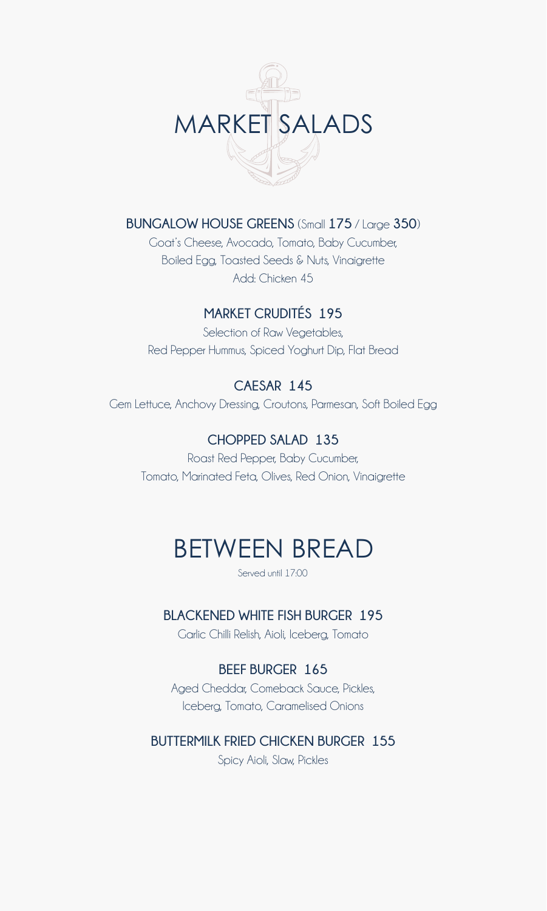# MARKET SALADS

### BUNGALOW HOUSE GREENS (Small **175** / Large **350**)

Goat's Cheese, Avocado, Tomato, Baby Cucumber,
Boiled Egg, Toasted Seeds & Nuts, Vinaigrette
Add: Chicken 45

### MARKET CRUDITÉS 195

Selection of Raw Vegetables,
Red Pepper Hummus, Spiced Yoghurt Dip, Flat Bread

### CAESAR 145

Gem Lettuce, Anchovy Dressing, Croutons, Parmesan, Soft Boiled Egg

### CHOPPED SALAD 135

Roast Red Pepper, Baby Cucumber,
Tomato, Marinated Feta, Olives, Red Onion, Vinaigrette

# BETWEEN BREAD

Served until 17:00

### BLACKENED WHITE FISH BURGER 195

Garlic Chilli Relish, Aioli, Iceberg, Tomato

### BEEF BURGER 165

Aged Cheddar, Comeback Sauce, Pickles,
Iceberg, Tomato, Caramelised Onions

### BUTTERMILK FRIED CHICKEN BURGER 155

Spicy Aioli, Slaw, Pickles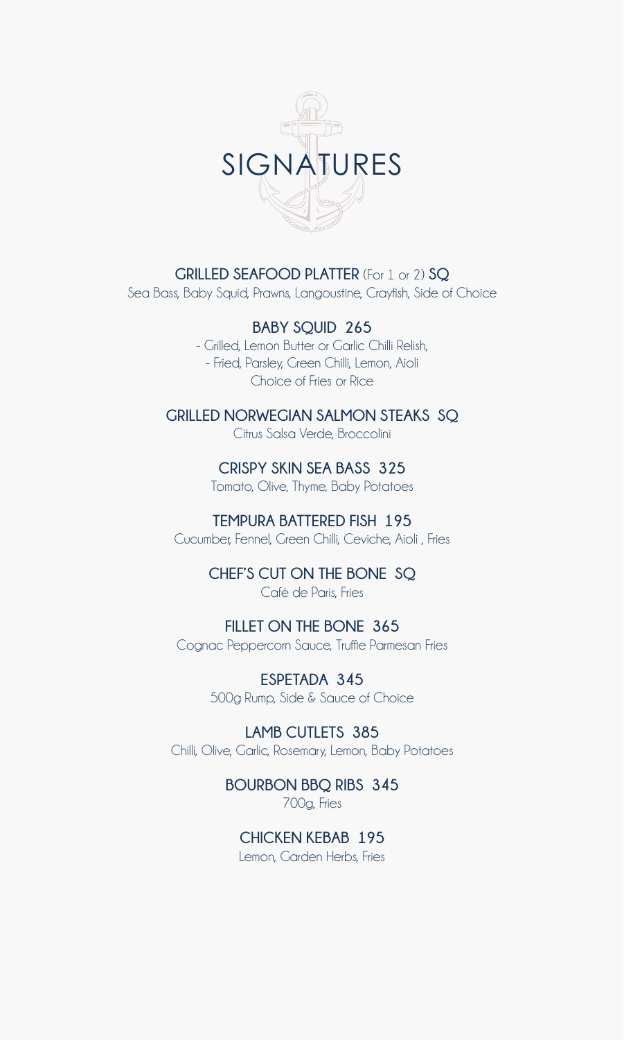# SIGNATURES

**GRILLED SEAFOOD PLATTER** (For 1 or 2) **SQ**
Sea Bass, Baby Squid, Prawns, Langoustine, Crayfish, Side of Choice

**BABY SQUID 265**
- Grilled, Lemon Butter or Garlic Chilli Relish,
- Fried, Parsley, Green Chilli, Lemon, Aioli

Choice of Fries or Rice

**GRILLED NORWEGIAN SALMON STEAKS SQ**
Citrus Salsa Verde, Broccolini

**CRISPY SKIN SEA BASS 325**
Tomato, Olive, Thyme, Baby Potatoes

**TEMPURA BATTERED FISH 195**
Cucumber, Fennel, Green Chilli, Ceviche, Aioli , Fries

**CHEF'S CUT ON THE BONE SQ**
Café de Paris, Fries

**FILLET ON THE BONE 365**
Cognac Peppercorn Sauce, Truffle Parmesan Fries

**ESPETADA 345**
500g Rump, Side & Sauce of Choice

**LAMB CUTLETS 385**
Chilli, Olive, Garlic, Rosemary, Lemon, Baby Potatoes

**BOURBON BBQ RIBS 345**
700g, Fries

**CHICKEN KEBAB 195**
Lemon, Garden Herbs, Fries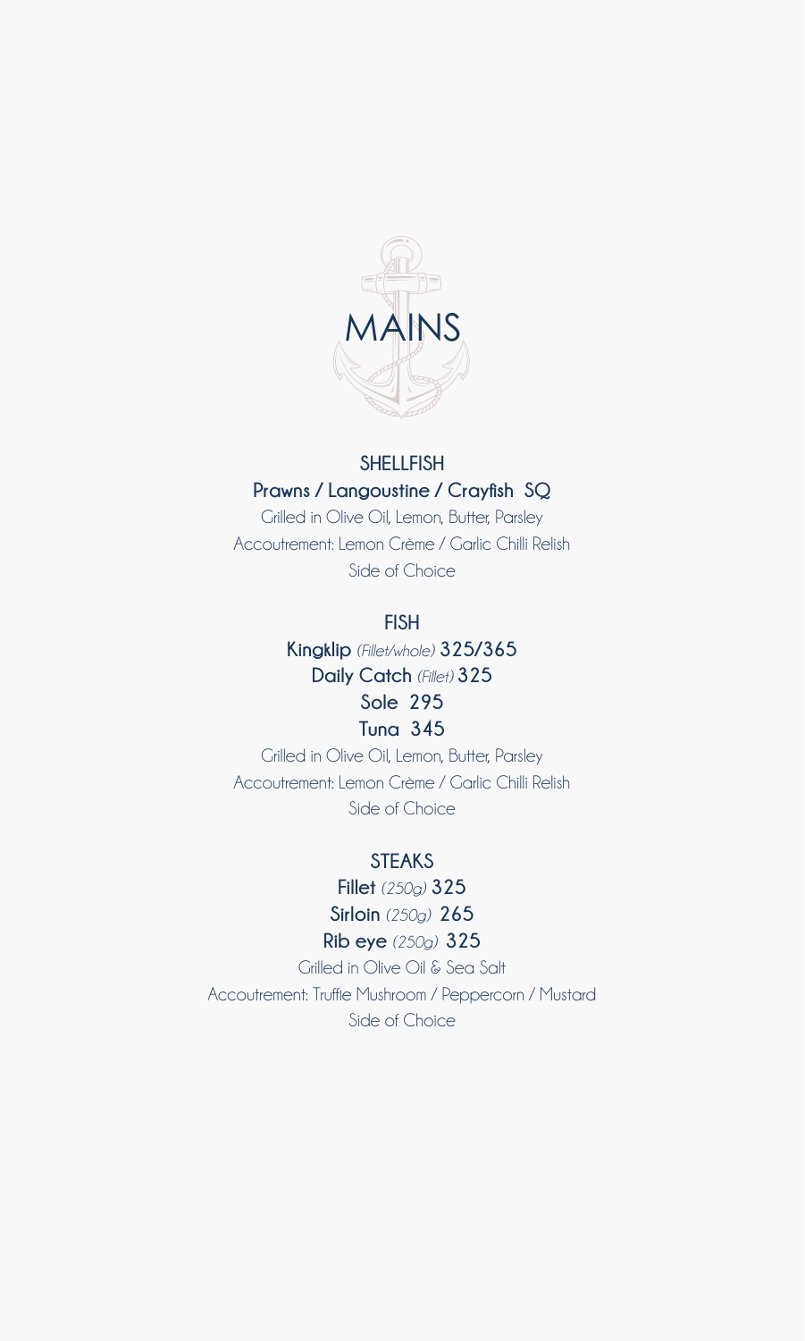# MAINS

## SHELLFISH

**Prawns / Langoustine / Crayfish SQ**

Grilled in Olive Oil, Lemon, Butter, Parsley

Accoutrement: Lemon Crème / Garlic Chilli Relish

Side of Choice

## FISH

**Kingklip** *(Fillet/whole)* **325/365**

**Daily Catch** *(Fillet)* **325**

**Sole 295**

**Tuna 345**

Grilled in Olive Oil, Lemon, Butter, Parsley

Accoutrement: Lemon Crème / Garlic Chilli Relish

Side of Choice

## STEAKS

**Fillet** *(250g)* **325**

**Sirloin** *(250g)* **265**

**Rib eye** *(250g)* **325**

Grilled in Olive Oil & Sea Salt

Accoutrement: Truffle Mushroom / Peppercorn / Mustard

Side of Choice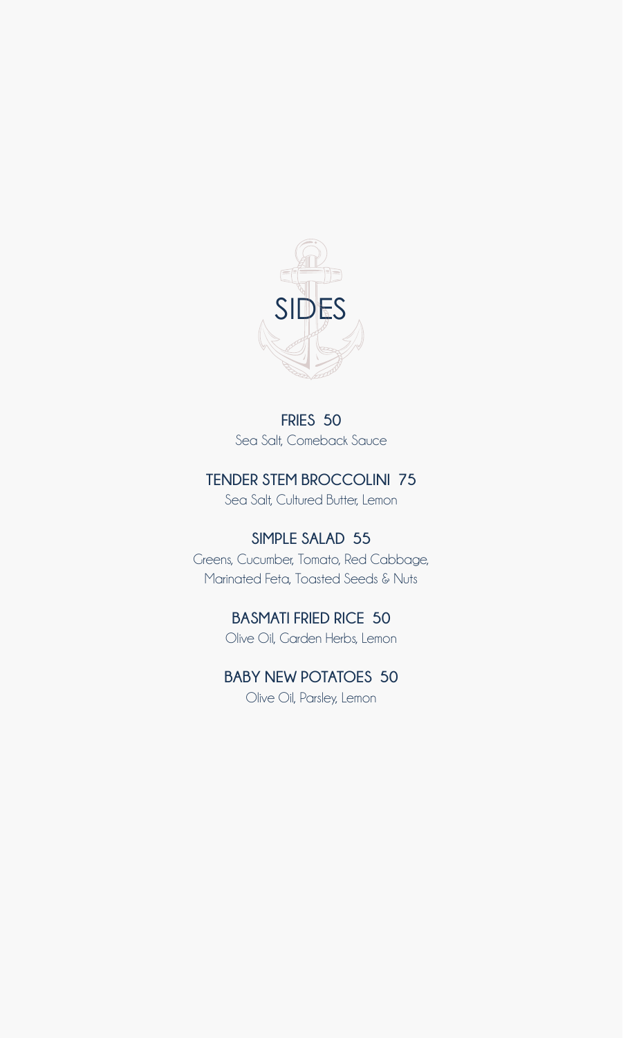# SIDES

**FRIES 50**
Sea Salt, Comeback Sauce

**TENDER STEM BROCCOLINI 75**
Sea Salt, Cultured Butter, Lemon

**SIMPLE SALAD 55**
Greens, Cucumber, Tomato, Red Cabbage, Marinated Feta, Toasted Seeds & Nuts

**BASMATI FRIED RICE 50**
Olive Oil, Garden Herbs, Lemon

**BABY NEW POTATOES 50**
Olive Oil, Parsley, Lemon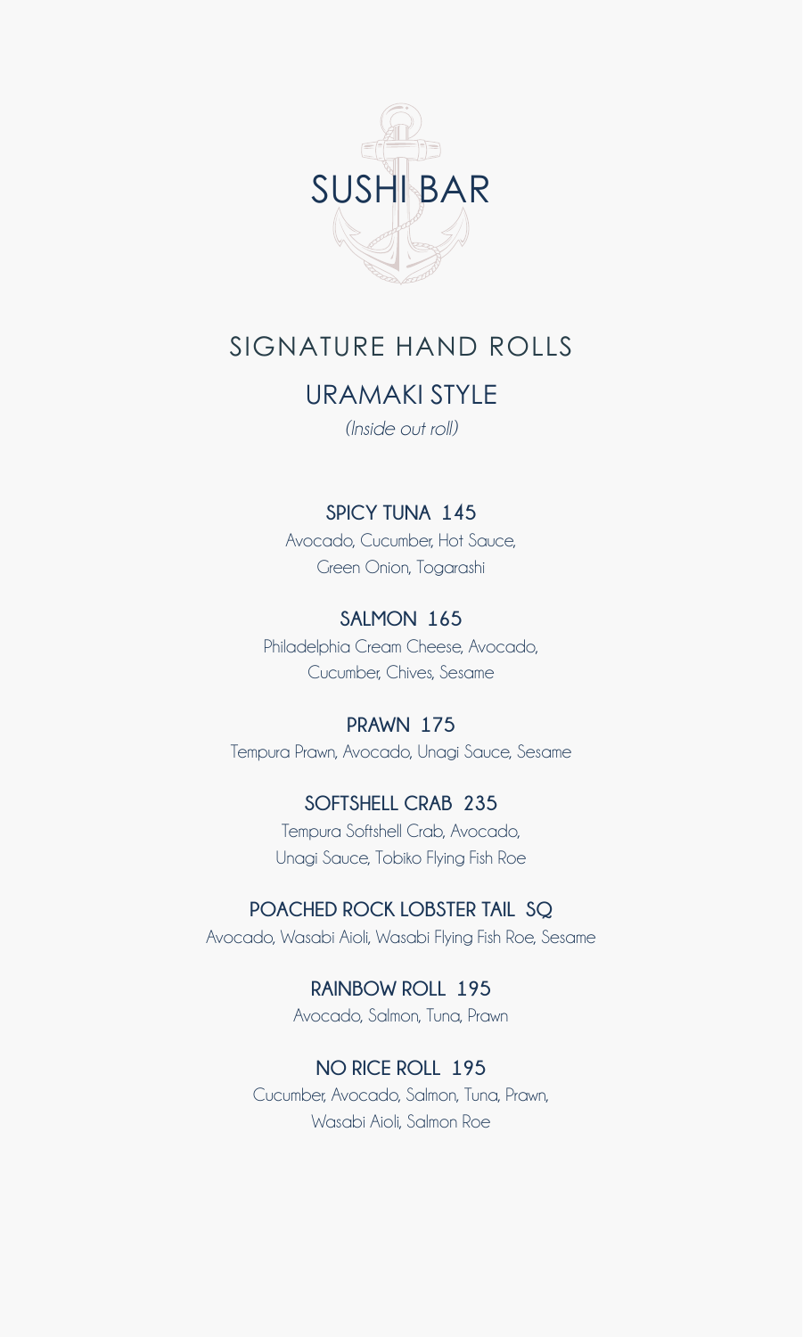# SUSHI BAR

## SIGNATURE HAND ROLLS

### URAMAKI STYLE

*(Inside out roll)*

**SPICY TUNA 145**
Avocado, Cucumber, Hot Sauce,
Green Onion, Togarashi

**SALMON 165**
Philadelphia Cream Cheese, Avocado,
Cucumber, Chives, Sesame

**PRAWN 175**
Tempura Prawn, Avocado, Unagi Sauce, Sesame

**SOFTSHELL CRAB 235**
Tempura Softshell Crab, Avocado,
Unagi Sauce, Tobiko Flying Fish Roe

**POACHED ROCK LOBSTER TAIL SQ**
Avocado, Wasabi Aioli, Wasabi Flying Fish Roe, Sesame

**RAINBOW ROLL 195**
Avocado, Salmon, Tuna, Prawn

**NO RICE ROLL 195**
Cucumber, Avocado, Salmon, Tuna, Prawn,
Wasabi Aioli, Salmon Roe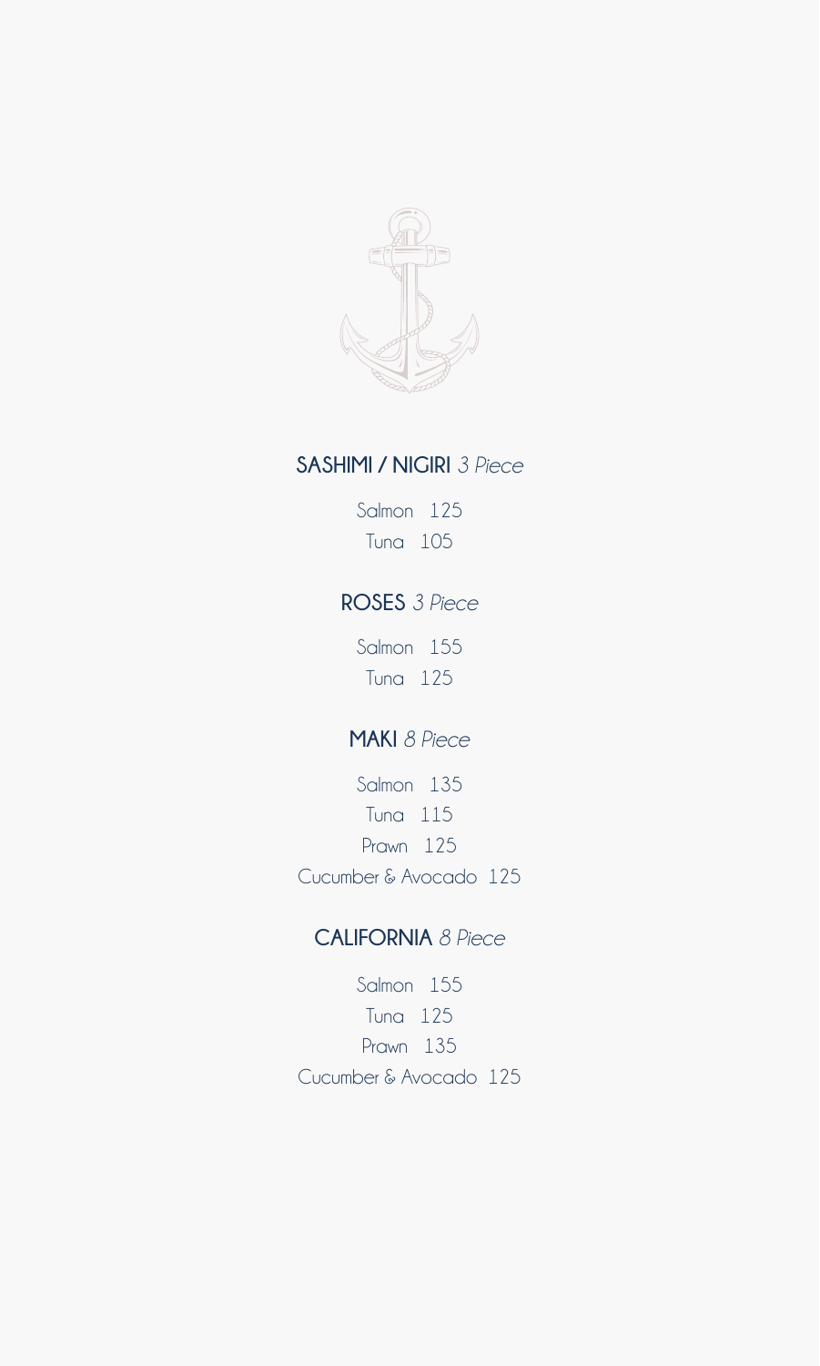## **SASHIMI / NIGIRI** *3 Piece*

Salmon 125

Tuna 105

## **ROSES** *3 Piece*

Salmon 155

Tuna 125

## **MAKI** *8 Piece*

Salmon 135

Tuna 115

Prawn 125

Cucumber & Avocado 125

## **CALIFORNIA** *8 Piece*

Salmon 155

Tuna 125

Prawn 135

Cucumber & Avocado 125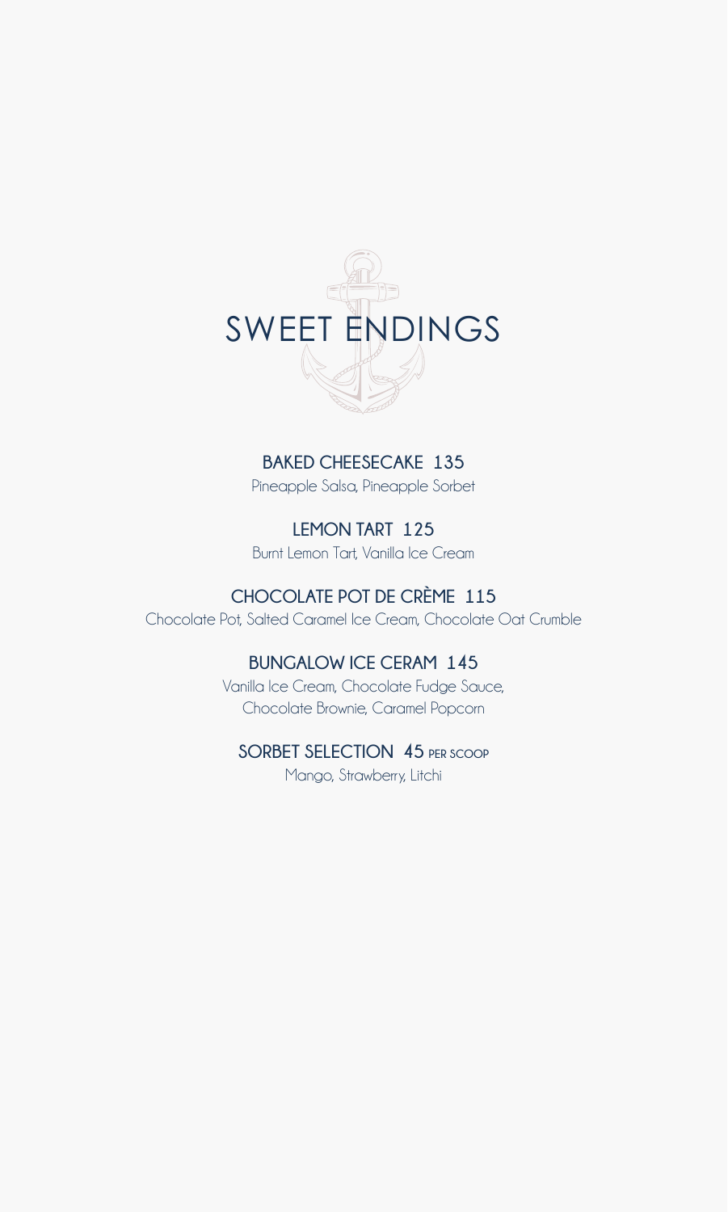# SWEET ENDINGS

**BAKED CHEESECAKE 135**
Pineapple Salsa, Pineapple Sorbet

**LEMON TART 125**
Burnt Lemon Tart, Vanilla Ice Cream

**CHOCOLATE POT DE CRÈME 115**
Chocolate Pot, Salted Caramel Ice Cream, Chocolate Oat Crumble

**BUNGALOW ICE CERAM 145**
Vanilla Ice Cream, Chocolate Fudge Sauce,
Chocolate Brownie, Caramel Popcorn

**SORBET SELECTION 45 PER SCOOP**
Mango, Strawberry, Litchi